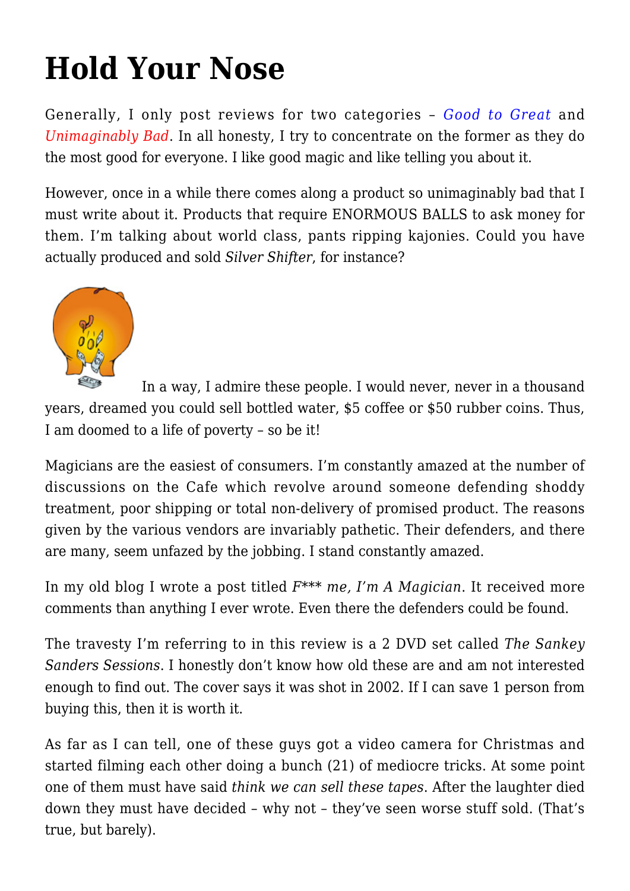# Hold Your Nose

Generally, I only post reviews for two categories – *Good to Great* and *Unimaginably Bad*. In all honesty, I try to concentrate on the former as they do the most good for everyone. I like good magic and like telling you about it.

However, once in a while there comes along a product so unimaginably bad that I must write about it. Products that require ENORMOUS BALLS to ask money for them. I'm talking about world class, pants ripping kajonies. Could you have actually produced and sold *Silver Shifter*, for instance?

In a way, I admire these people. I would never, never in a thousand years, dreamed you could sell bottled water, $5 coffee or $50 rubber coins. Thus, I am doomed to a life of poverty – so be it!

Magicians are the easiest of consumers. I'm constantly amazed at the number of discussions on the Cafe which revolve around someone defending shoddy treatment, poor shipping or total non-delivery of promised product. The reasons given by the various vendors are invariably pathetic. Their defenders, and there are many, seem unfazed by the jobbing. I stand constantly amazed.

In my old blog I wrote a post titled *F*** me, I'm A Magician*. It received more comments than anything I ever wrote. Even there the defenders could be found.

The travesty I'm referring to in this review is a 2 DVD set called *The Sankey Sanders Sessions*. I honestly don't know how old these are and am not interested enough to find out. The cover says it was shot in 2002. If I can save 1 person from buying this, then it is worth it.

As far as I can tell, one of these guys got a video camera for Christmas and started filming each other doing a bunch (21) of mediocre tricks. At some point one of them must have said *think we can sell these tapes*. After the laughter died down they must have decided – why not – they've seen worse stuff sold. (That's true, but barely).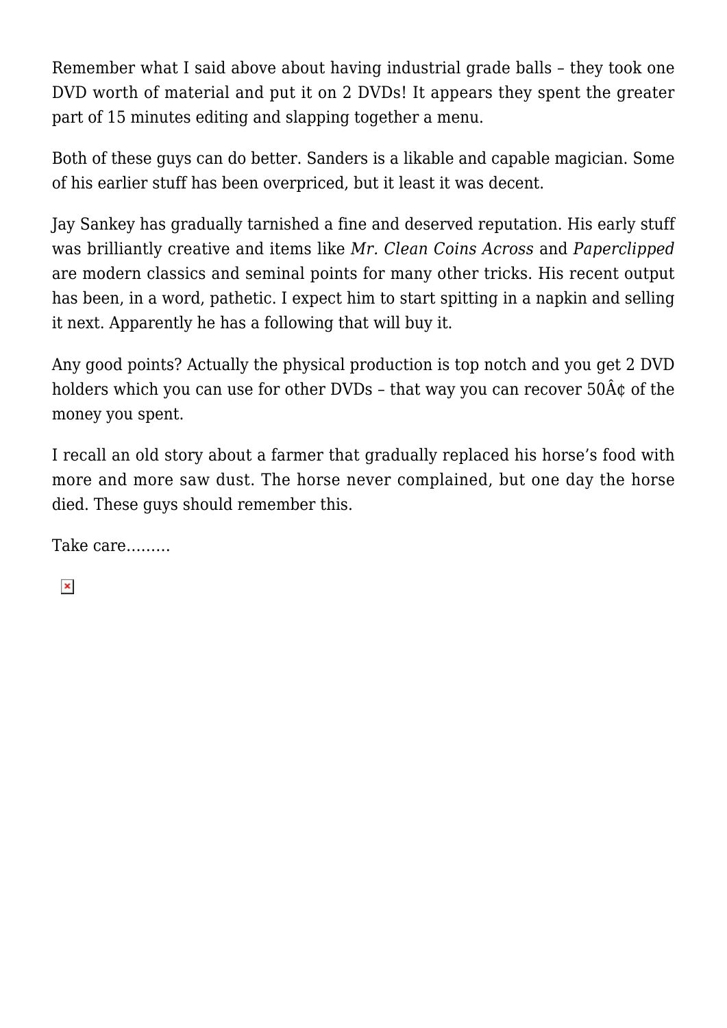Remember what I said above about having industrial grade balls – they took one DVD worth of material and put it on 2 DVDs! It appears they spent the greater part of 15 minutes editing and slapping together a menu.

Both of these guys can do better. Sanders is a likable and capable magician. Some of his earlier stuff has been overpriced, but it least it was decent.

Jay Sankey has gradually tarnished a fine and deserved reputation. His early stuff was brilliantly creative and items like *Mr. Clean Coins Across* and *Paperclipped* are modern classics and seminal points for many other tricks. His recent output has been, in a word, pathetic. I expect him to start spitting in a napkin and selling it next. Apparently he has a following that will buy it.

Any good points? Actually the physical production is top notch and you get 2 DVD holders which you can use for other DVDs – that way you can recover 50Â¢ of the money you spent.

I recall an old story about a farmer that gradually replaced his horse's food with more and more saw dust. The horse never complained, but one day the horse died. These guys should remember this.

Take care………